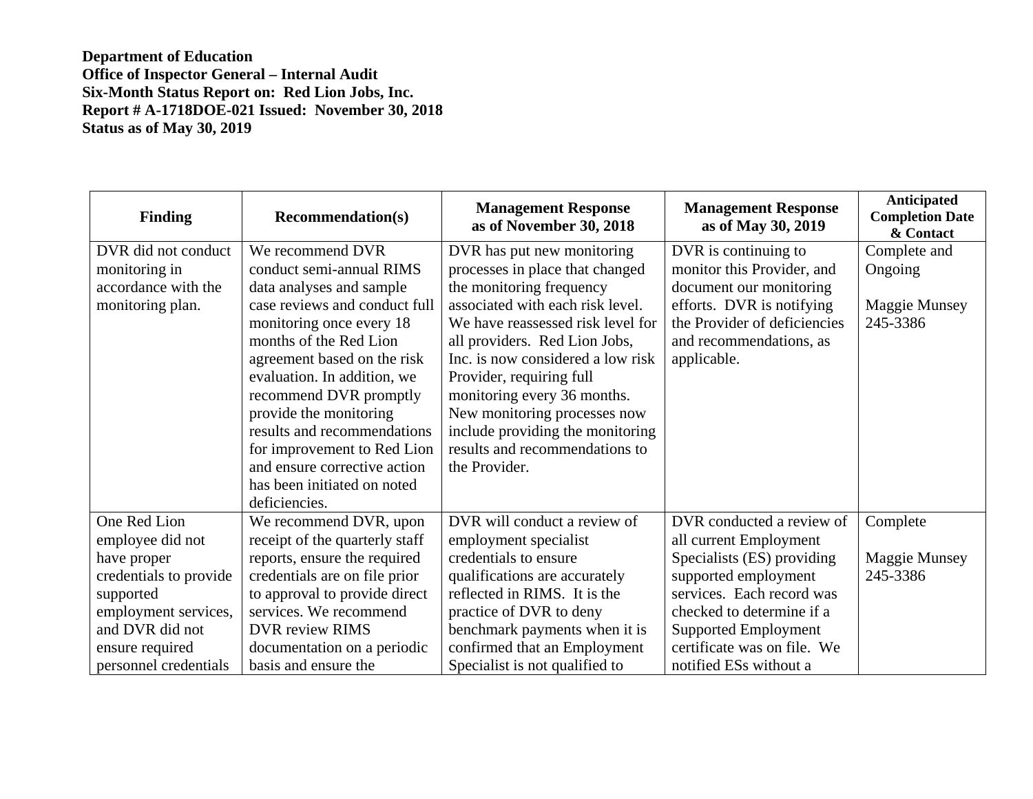**Department of Education**
**Office of Inspector General – Internal Audit**
**Six-Month Status Report on: Red Lion Jobs, Inc.**
**Report # A-1718DOE-021 Issued: November 30, 2018**
**Status as of May 30, 2019**

| Finding | Recommendation(s) | Management Response as of November 30, 2018 | Management Response as of May 30, 2019 | Anticipated Completion Date & Contact |
|---|---|---|---|---|
| DVR did not conduct monitoring in accordance with the monitoring plan. | We recommend DVR conduct semi-annual RIMS data analyses and sample case reviews and conduct full monitoring once every 18 months of the Red Lion agreement based on the risk evaluation. In addition, we recommend DVR promptly provide the monitoring results and recommendations for improvement to Red Lion and ensure corrective action has been initiated on noted deficiencies. | DVR has put new monitoring processes in place that changed the monitoring frequency associated with each risk level. We have reassessed risk level for all providers. Red Lion Jobs, Inc. is now considered a low risk Provider, requiring full monitoring every 36 months. New monitoring processes now include providing the monitoring results and recommendations to the Provider. | DVR is continuing to monitor this Provider, and document our monitoring efforts. DVR is notifying the Provider of deficiencies and recommendations, as applicable. | Complete and Ongoing<br><br>Maggie Munsey 245-3386 |
| One Red Lion employee did not have proper credentials to provide supported employment services, and DVR did not ensure required personnel credentials | We recommend DVR, upon receipt of the quarterly staff reports, ensure the required credentials are on file prior to approval to provide direct services. We recommend DVR review RIMS documentation on a periodic basis and ensure the | DVR will conduct a review of employment specialist credentials to ensure qualifications are accurately reflected in RIMS. It is the practice of DVR to deny benchmark payments when it is confirmed that an Employment Specialist is not qualified to | DVR conducted a review of all current Employment Specialists (ES) providing supported employment services. Each record was checked to determine if a Supported Employment certificate was on file. We notified ESs without a | Complete<br><br>Maggie Munsey 245-3386 |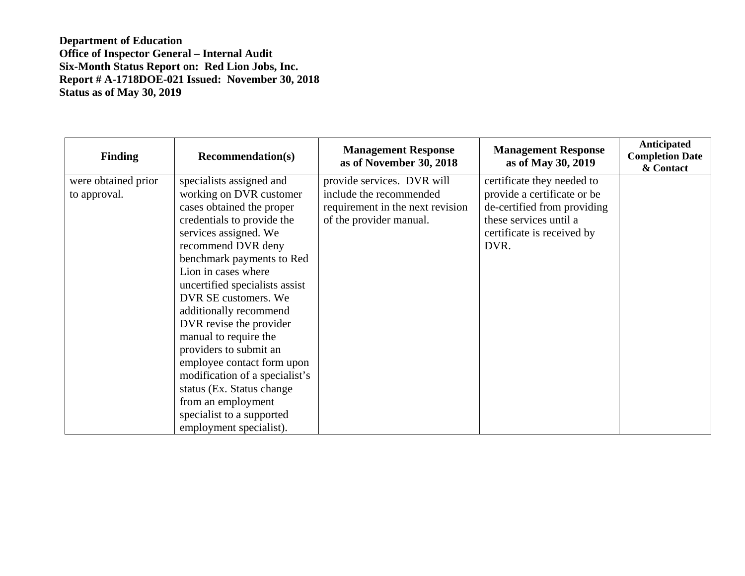**Department of Education**
**Office of Inspector General – Internal Audit**
**Six-Month Status Report on: Red Lion Jobs, Inc.**
**Report # A-1718DOE-021 Issued: November 30, 2018**
**Status as of May 30, 2019**

| Finding | Recommendation(s) | Management Response as of November 30, 2018 | Management Response as of May 30, 2019 | Anticipated Completion Date & Contact |
|---|---|---|---|---|
| were obtained prior to approval. | specialists assigned and working on DVR customer cases obtained the proper credentials to provide the services assigned. We recommend DVR deny benchmark payments to Red Lion in cases where uncertified specialists assist DVR SE customers. We additionally recommend DVR revise the provider manual to require the providers to submit an employee contact form upon modification of a specialist's status (Ex. Status change from an employment specialist to a supported employment specialist). | provide services. DVR will include the recommended requirement in the next revision of the provider manual. | certificate they needed to provide a certificate or be de-certified from providing these services until a certificate is received by DVR. | |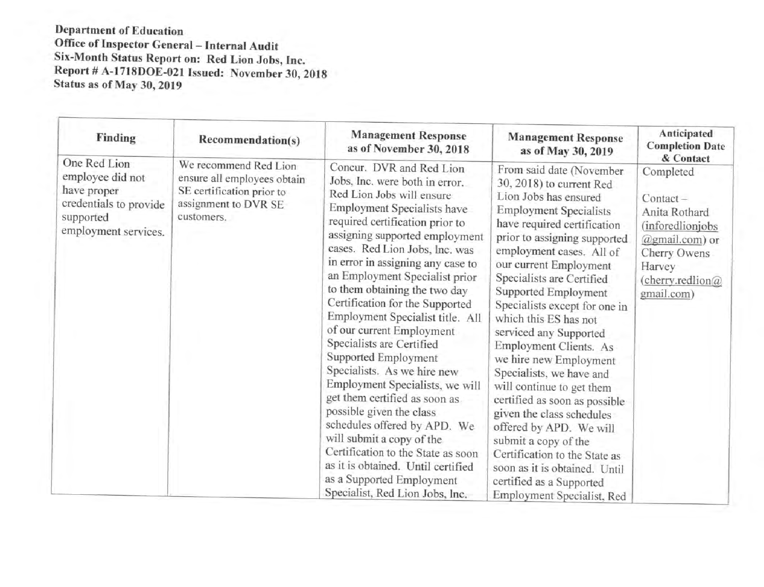**Department of Education**
**Office of Inspector General – Internal Audit**
**Six-Month Status Report on: Red Lion Jobs, Inc.**
**Report # A-1718DOE-021 Issued: November 30, 2018**
**Status as of May 30, 2019**

| Finding | Recommendation(s) | Management Response as of November 30, 2018 | Management Response as of May 30, 2019 | Anticipated Completion Date & Contact |
|---|---|---|---|---|
| One Red Lion employee did not have proper credentials to provide supported employment services. | We recommend Red Lion ensure all employees obtain SE certification prior to assignment to DVR SE customers. | Concur. DVR and Red Lion Jobs, Inc. were both in error. Red Lion Jobs will ensure Employment Specialists have required certification prior to assigning supported employment cases. Red Lion Jobs, Inc. was in error in assigning any case to an Employment Specialist prior to them obtaining the two day Certification for the Supported Employment Specialist title. All of our current Employment Specialists are Certified Supported Employment Specialists. As we hire new Employment Specialists, we will get them certified as soon as possible given the class schedules offered by APD. We will submit a copy of the Certification to the State as soon as it is obtained. Until certified as a Supported Employment Specialist, Red Lion Jobs, Inc. | From said date (November 30, 2018) to current Red Lion Jobs has ensured Employment Specialists have required certification prior to assigning supported employment cases. All of our current Employment Specialists are Certified Supported Employment Specialists except for one in which this ES has not serviced any Supported Employment Clients. As we hire new Employment Specialists, we have and will continue to get them certified as soon as possible given the class schedules offered by APD. We will submit a copy of the Certification to the State as soon as it is obtained. Until certified as a Supported Employment Specialist, Red | Completed<br><br>Contact – Anita Rothard (inforedlionjobs@gmail.com) or Cherry Owens Harvey (cherry.redlion@gmail.com) |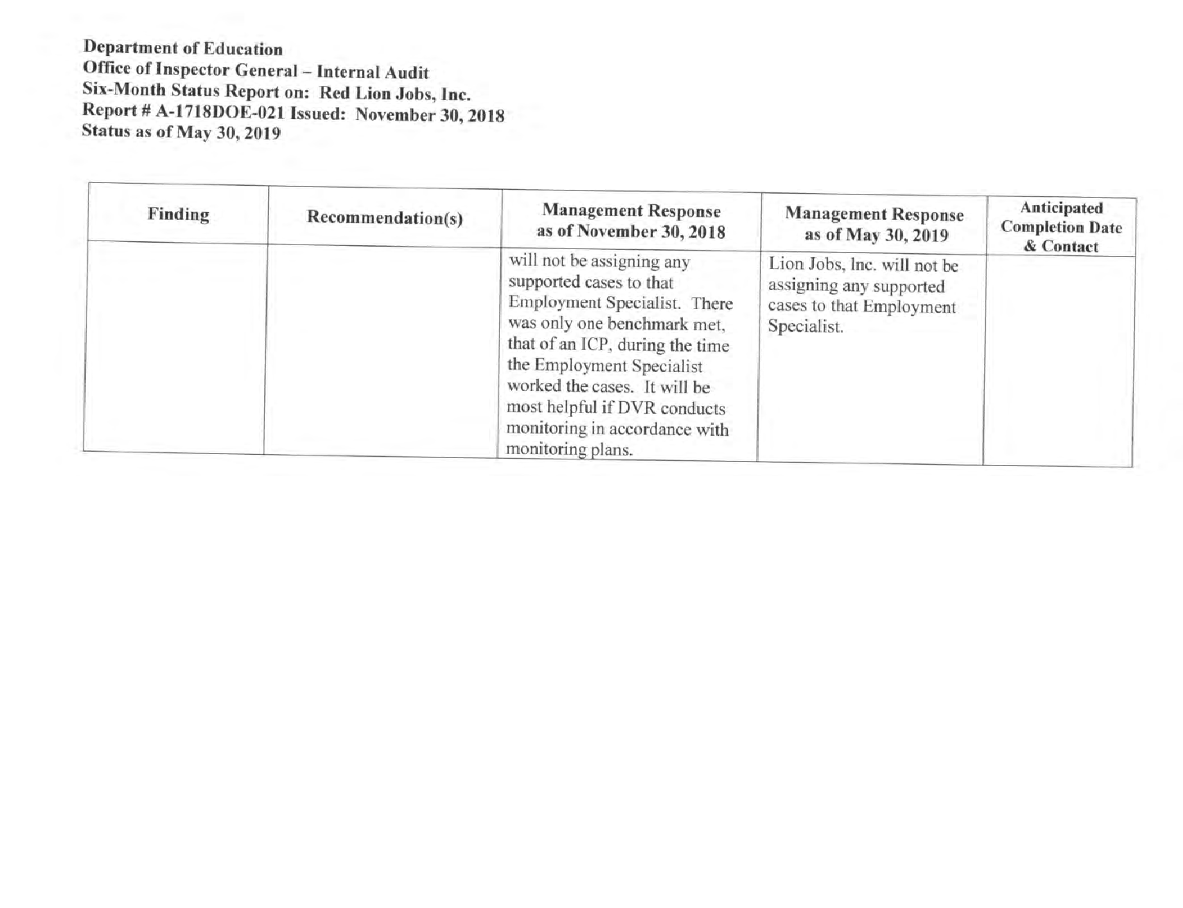**Department of Education**
**Office of Inspector General – Internal Audit**
**Six-Month Status Report on: Red Lion Jobs, Inc.**
**Report # A-1718DOE-021 Issued: November 30, 2018**
**Status as of May 30, 2019**

| Finding | Recommendation(s) | Management Response as of November 30, 2018 | Management Response as of May 30, 2019 | Anticipated Completion Date & Contact |
|---|---|---|---|---|
| | | will not be assigning any supported cases to that Employment Specialist. There was only one benchmark met, that of an ICP, during the time the Employment Specialist worked the cases. It will be most helpful if DVR conducts monitoring in accordance with monitoring plans. | Lion Jobs, Inc. will not be assigning any supported cases to that Employment Specialist. | |